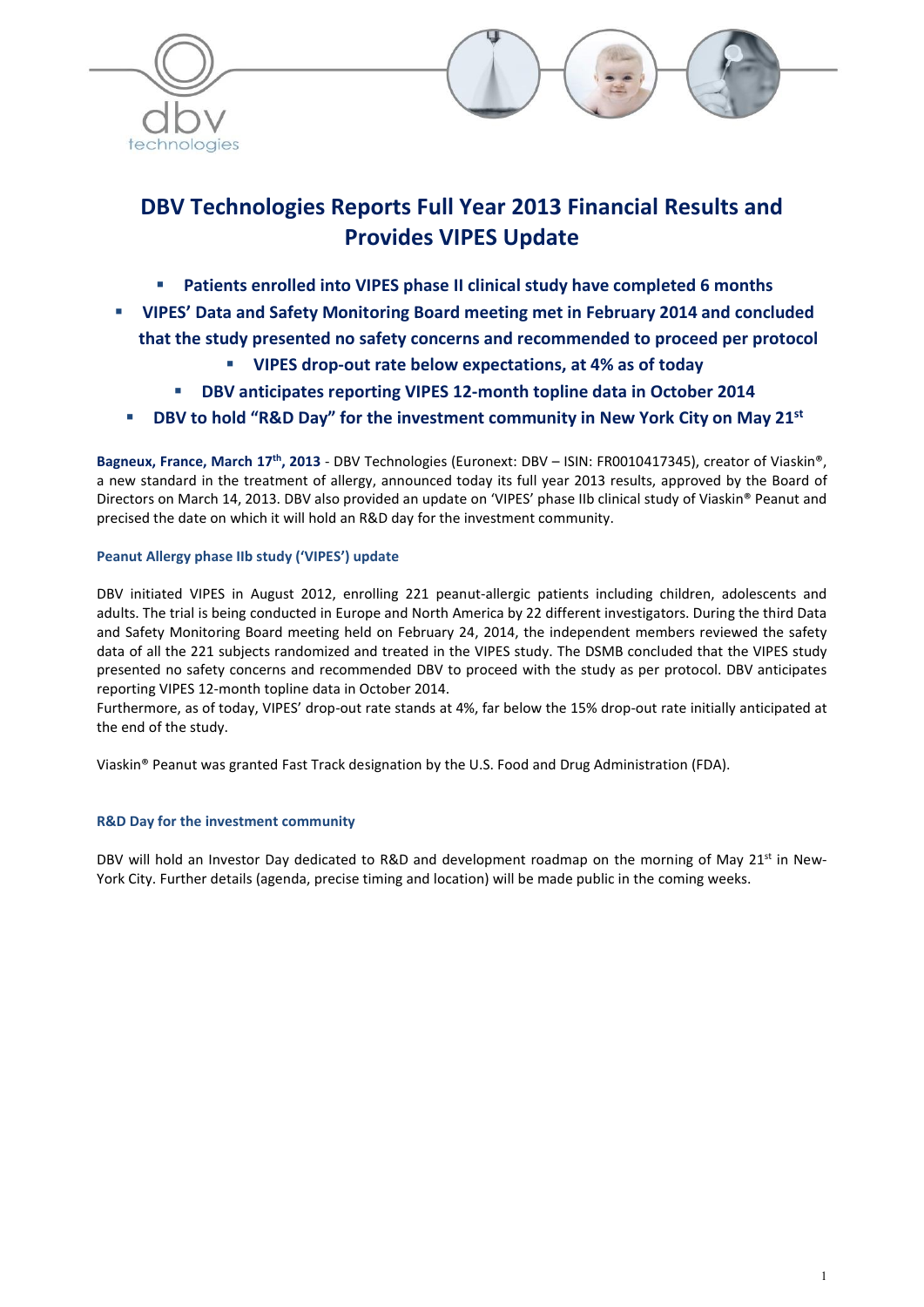# DBV Technologies Reports Full Year 2013 Financial Results and Provides VIPES Update

- **Patients enrolled into VIPES phase II clinical study have completed 6 months**
- **VIPES' Data and Safety Monitoring Board meeting met in February 2014 and concluded that the study presented no safety concerns and recommended to proceed per protocol**
- **VIPES drop-out rate below expectations, at 4% as of today**
- **DBV anticipates reporting VIPES 12-month topline data in October 2014**
- **DBV to hold "R&D Day" for the investment community in New York City on May 21st**

**Bagneux, France, March 17th, 2013** - DBV Technologies (Euronext: DBV – ISIN: FR0010417345), creator of Viaskin®, a new standard in the treatment of allergy, announced today its full year 2013 results, approved by the Board of Directors on March 14, 2013. DBV also provided an update on 'VIPES' phase IIb clinical study of Viaskin® Peanut and precised the date on which it will hold an R&D day for the investment community.

### Peanut Allergy phase IIb study ('VIPES') update

DBV initiated VIPES in August 2012, enrolling 221 peanut-allergic patients including children, adolescents and adults. The trial is being conducted in Europe and North America by 22 different investigators. During the third Data and Safety Monitoring Board meeting held on February 24, 2014, the independent members reviewed the safety data of all the 221 subjects randomized and treated in the VIPES study. The DSMB concluded that the VIPES study presented no safety concerns and recommended DBV to proceed with the study as per protocol. DBV anticipates reporting VIPES 12-month topline data in October 2014.
Furthermore, as of today, VIPES' drop-out rate stands at 4%, far below the 15% drop-out rate initially anticipated at the end of the study.

Viaskin® Peanut was granted Fast Track designation by the U.S. Food and Drug Administration (FDA).

### R&D Day for the investment community

DBV will hold an Investor Day dedicated to R&D and development roadmap on the morning of May 21st in New-York City. Further details (agenda, precise timing and location) will be made public in the coming weeks.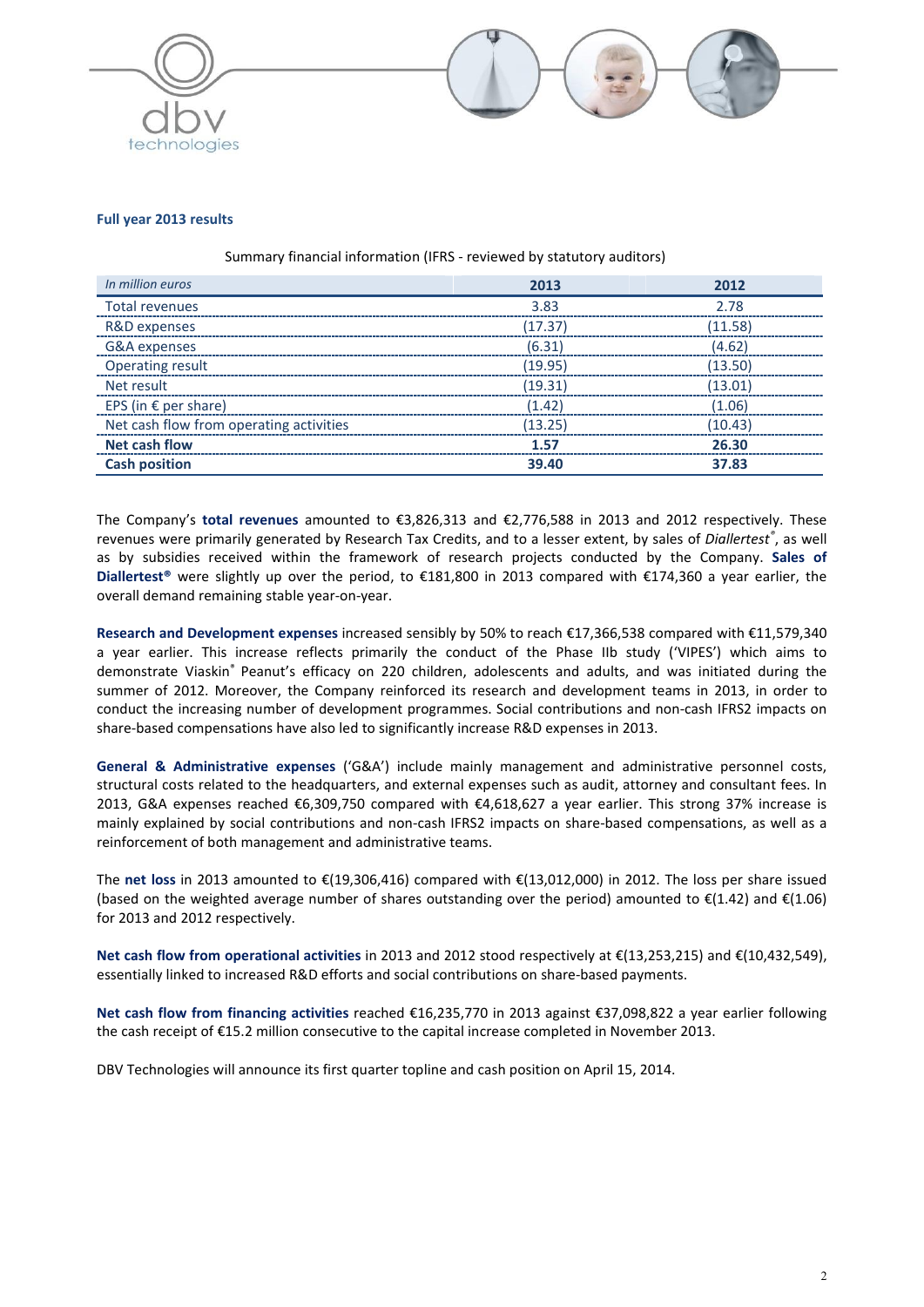### Full year 2013 results

Summary financial information (IFRS - reviewed by statutory auditors)

| *In million euros* | 2013 | 2012 |
|---|---|---|
| Total revenues | 3.83 | 2.78 |
| R&D expenses | (17.37) | (11.58) |
| G&A expenses | (6.31) | (4.62) |
| Operating result | (19.95) | (13.50) |
| Net result | (19.31) | (13.01) |
| EPS (in € per share) | (1.42) | (1.06) |
| Net cash flow from operating activities | (13.25) | (10.43) |
| **Net cash flow** | **1.57** | **26.30** |
| **Cash position** | **39.40** | **37.83** |

The Company's **total revenues** amounted to €3,826,313 and €2,776,588 in 2013 and 2012 respectively. These revenues were primarily generated by Research Tax Credits, and to a lesser extent, by sales of *Diallertest*®, as well as by subsidies received within the framework of research projects conducted by the Company. **Sales of Diallertest®** were slightly up over the period, to €181,800 in 2013 compared with €174,360 a year earlier, the overall demand remaining stable year-on-year.

**Research and Development expenses** increased sensibly by 50% to reach €17,366,538 compared with €11,579,340 a year earlier. This increase reflects primarily the conduct of the Phase IIb study ('VIPES') which aims to demonstrate Viaskin® Peanut's efficacy on 220 children, adolescents and adults, and was initiated during the summer of 2012. Moreover, the Company reinforced its research and development teams in 2013, in order to conduct the increasing number of development programmes. Social contributions and non-cash IFRS2 impacts on share-based compensations have also led to significantly increase R&D expenses in 2013.

**General & Administrative expenses** ('G&A') include mainly management and administrative personnel costs, structural costs related to the headquarters, and external expenses such as audit, attorney and consultant fees. In 2013, G&A expenses reached €6,309,750 compared with €4,618,627 a year earlier. This strong 37% increase is mainly explained by social contributions and non-cash IFRS2 impacts on share-based compensations, as well as a reinforcement of both management and administrative teams.

The **net loss** in 2013 amounted to €(19,306,416) compared with €(13,012,000) in 2012. The loss per share issued (based on the weighted average number of shares outstanding over the period) amounted to €(1.42) and €(1.06) for 2013 and 2012 respectively.

**Net cash flow from operational activities** in 2013 and 2012 stood respectively at €(13,253,215) and €(10,432,549), essentially linked to increased R&D efforts and social contributions on share-based payments.

**Net cash flow from financing activities** reached €16,235,770 in 2013 against €37,098,822 a year earlier following the cash receipt of €15.2 million consecutive to the capital increase completed in November 2013.

DBV Technologies will announce its first quarter topline and cash position on April 15, 2014.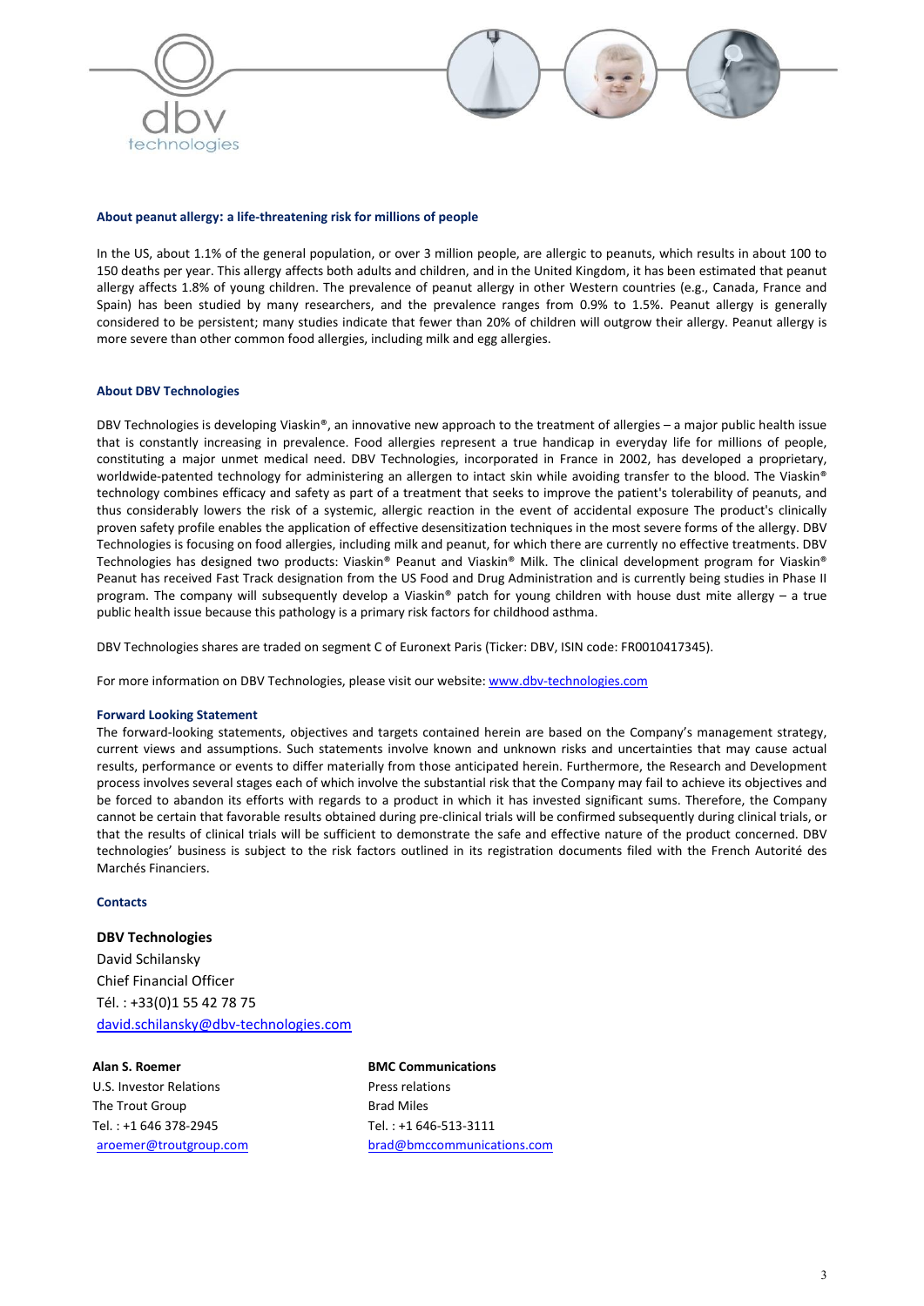### About peanut allergy: a life-threatening risk for millions of people

In the US, about 1.1% of the general population, or over 3 million people, are allergic to peanuts, which results in about 100 to 150 deaths per year. This allergy affects both adults and children, and in the United Kingdom, it has been estimated that peanut allergy affects 1.8% of young children. The prevalence of peanut allergy in other Western countries (e.g., Canada, France and Spain) has been studied by many researchers, and the prevalence ranges from 0.9% to 1.5%. Peanut allergy is generally considered to be persistent; many studies indicate that fewer than 20% of children will outgrow their allergy. Peanut allergy is more severe than other common food allergies, including milk and egg allergies.

### About DBV Technologies

DBV Technologies is developing Viaskin®, an innovative new approach to the treatment of allergies – a major public health issue that is constantly increasing in prevalence. Food allergies represent a true handicap in everyday life for millions of people, constituting a major unmet medical need. DBV Technologies, incorporated in France in 2002, has developed a proprietary, worldwide-patented technology for administering an allergen to intact skin while avoiding transfer to the blood. The Viaskin® technology combines efficacy and safety as part of a treatment that seeks to improve the patient's tolerability of peanuts, and thus considerably lowers the risk of a systemic, allergic reaction in the event of accidental exposure The product's clinically proven safety profile enables the application of effective desensitization techniques in the most severe forms of the allergy. DBV Technologies is focusing on food allergies, including milk and peanut, for which there are currently no effective treatments. DBV Technologies has designed two products: Viaskin® Peanut and Viaskin® Milk. The clinical development program for Viaskin® Peanut has received Fast Track designation from the US Food and Drug Administration and is currently being studies in Phase II program. The company will subsequently develop a Viaskin® patch for young children with house dust mite allergy – a true public health issue because this pathology is a primary risk factors for childhood asthma.

DBV Technologies shares are traded on segment C of Euronext Paris (Ticker: DBV, ISIN code: FR0010417345).

For more information on DBV Technologies, please visit our website: www.dbv-technologies.com

### Forward Looking Statement

The forward-looking statements, objectives and targets contained herein are based on the Company's management strategy, current views and assumptions. Such statements involve known and unknown risks and uncertainties that may cause actual results, performance or events to differ materially from those anticipated herein. Furthermore, the Research and Development process involves several stages each of which involve the substantial risk that the Company may fail to achieve its objectives and be forced to abandon its efforts with regards to a product in which it has invested significant sums. Therefore, the Company cannot be certain that favorable results obtained during pre-clinical trials will be confirmed subsequently during clinical trials, or that the results of clinical trials will be sufficient to demonstrate the safe and effective nature of the product concerned. DBV technologies' business is subject to the risk factors outlined in its registration documents filed with the French Autorité des Marchés Financiers.

### Contacts

**DBV Technologies**
David Schilansky
Chief Financial Officer
Tél. : +33(0)1 55 42 78 75
david.schilansky@dbv-technologies.com

**Alan S. Roemer**
U.S. Investor Relations
The Trout Group
Tel. : +1 646 378-2945
aroemer@troutgroup.com

**BMC Communications**
Press relations
Brad Miles
Tel. : +1 646-513-3111
brad@bmccommunications.com